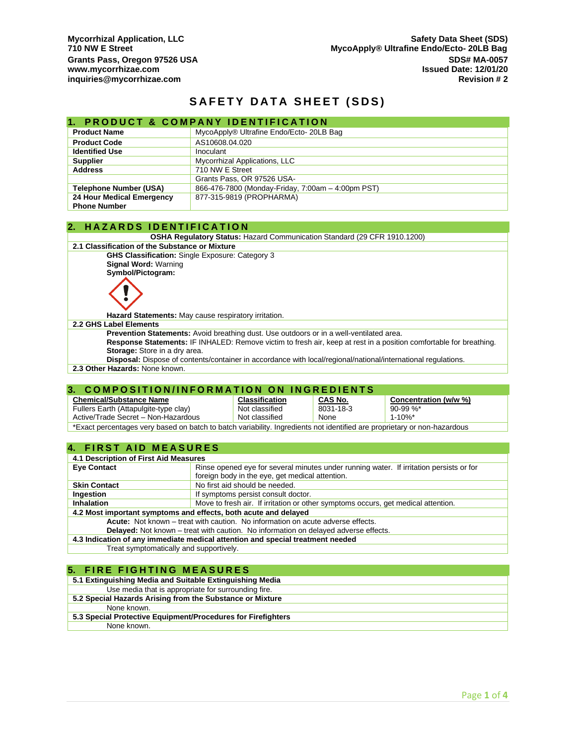**Mycorrhizal Application, LLC**
**710 NW E Street**
**Grants Pass, Oregon 97526 USA**
**www.mycorrhizae.com**
**inquiries@mycorrhizae.com**

**Safety Data Sheet (SDS)**
**MycoApply® Ultrafine Endo/Ecto- 20LB Bag**
**SDS# MA-0057**
**Issued Date: 12/01/20**
**Revision # 2**

# SAFETY DATA SHEET (SDS)

## 1. PRODUCT & COMPANY IDENTIFICATION

| | |
|---|---|
| **Product Name** | MycoApply® Ultrafine Endo/Ecto- 20LB Bag |
| **Product Code** | AS10608.04.020 |
| **Identified Use** | Inoculant |
| **Supplier** | Mycorrhizal Applications, LLC |
| **Address** | 710 NW E Street |
| | Grants Pass, OR 97526 USA- |
| **Telephone Number (USA)** | 866-476-7800 (Monday-Friday, 7:00am – 4:00pm PST) |
| **24 Hour Medical Emergency Phone Number** | 877-315-9819 (PROPHARMA) |

## 2. HAZARDS IDENTIFICATION

**OSHA Regulatory Status:** Hazard Communication Standard (29 CFR 1910.1200)

**2.1 Classification of the Substance or Mixture**

**GHS Classification:** Single Exposure: Category 3
**Signal Word:** Warning
**Symbol/Pictogram:**

**Hazard Statements:** May cause respiratory irritation.

**2.2 GHS Label Elements**

**Prevention Statements:** Avoid breathing dust. Use outdoors or in a well-ventilated area.
**Response Statements:** IF INHALED: Remove victim to fresh air, keep at rest in a position comfortable for breathing.
**Storage:** Store in a dry area.
**Disposal:** Dispose of contents/container in accordance with local/regional/national/international regulations.

**2.3 Other Hazards:** None known.

## 3. COMPOSITION/INFORMATION ON INGREDIENTS

| Chemical/Substance Name | Classification | CAS No. | Concentration (w/w %) |
|---|---|---|---|
| Fullers Earth (Attapulgite-type clay) | Not classified | 8031-18-3 | 90-99 %* |
| Active/Trade Secret – Non-Hazardous | Not classified | None | 1-10%* |

*Exact percentages very based on batch to batch variability. Ingredients not identified are proprietary or non-hazardous

## 4. FIRST AID MEASURES

**4.1 Description of First Aid Measures**

| | |
|---|---|
| **Eye Contact** | Rinse opened eye for several minutes under running water. If irritation persists or for foreign body in the eye, get medical attention. |
| **Skin Contact** | No first aid should be needed. |
| **Ingestion** | If symptoms persist consult doctor. |
| **Inhalation** | Move to fresh air. If irritation or other symptoms occurs, get medical attention. |

**4.2 Most important symptoms and effects, both acute and delayed**

**Acute:** Not known – treat with caution. No information on acute adverse effects.
**Delayed:** Not known – treat with caution. No information on delayed adverse effects.

**4.3 Indication of any immediate medical attention and special treatment needed**

Treat symptomatically and supportively.

## 5. FIRE FIGHTING MEASURES

**5.1 Extinguishing Media and Suitable Extinguishing Media**

Use media that is appropriate for surrounding fire.

**5.2 Special Hazards Arising from the Substance or Mixture**

None known.

**5.3 Special Protective Equipment/Procedures for Firefighters**

None known.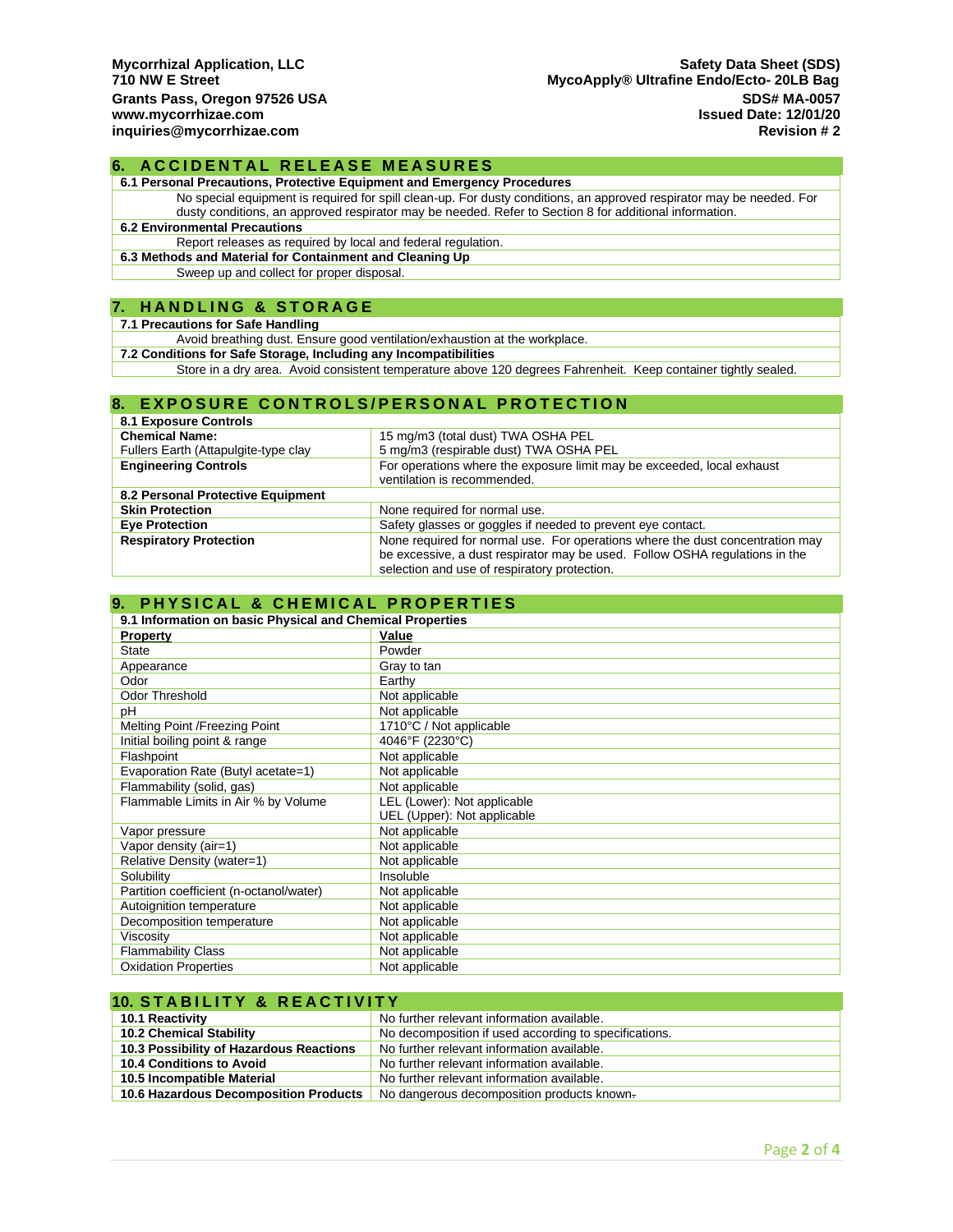## 6. ACCIDENTAL RELEASE MEASURES

**6.1 Personal Precautions, Protective Equipment and Emergency Procedures**

No special equipment is required for spill clean-up. For dusty conditions, an approved respirator may be needed. For dusty conditions, an approved respirator may be needed. Refer to Section 8 for additional information.

**6.2 Environmental Precautions**

Report releases as required by local and federal regulation.

**6.3 Methods and Material for Containment and Cleaning Up**

Sweep up and collect for proper disposal.

## 7. HANDLING & STORAGE

**7.1 Precautions for Safe Handling**

Avoid breathing dust. Ensure good ventilation/exhaustion at the workplace.

**7.2 Conditions for Safe Storage, Including any Incompatibilities**

Store in a dry area. Avoid consistent temperature above 120 degrees Fahrenheit. Keep container tightly sealed.

## 8. EXPOSURE CONTROLS/PERSONAL PROTECTION

| **8.1 Exposure Controls** | |
|---|---|
| **Chemical Name:**<br>Fullers Earth (Attapulgite-type clay | 15 mg/m3 (total dust) TWA OSHA PEL<br>5 mg/m3 (respirable dust) TWA OSHA PEL |
| **Engineering Controls** | For operations where the exposure limit may be exceeded, local exhaust ventilation is recommended. |
| **8.2 Personal Protective Equipment** | |
| **Skin Protection** | None required for normal use. |
| **Eye Protection** | Safety glasses or goggles if needed to prevent eye contact. |
| **Respiratory Protection** | None required for normal use. For operations where the dust concentration may be excessive, a dust respirator may be used. Follow OSHA regulations in the selection and use of respiratory protection. |

## 9. PHYSICAL & CHEMICAL PROPERTIES

**9.1 Information on basic Physical and Chemical Properties**

| Property | Value |
|---|---|
| State | Powder |
| Appearance | Gray to tan |
| Odor | Earthy |
| Odor Threshold | Not applicable |
| pH | Not applicable |
| Melting Point /Freezing Point | 1710°C / Not applicable |
| Initial boiling point & range | 4046°F (2230°C) |
| Flashpoint | Not applicable |
| Evaporation Rate (Butyl acetate=1) | Not applicable |
| Flammability (solid, gas) | Not applicable |
| Flammable Limits in Air % by Volume | LEL (Lower): Not applicable<br>UEL (Upper): Not applicable |
| Vapor pressure | Not applicable |
| Vapor density (air=1) | Not applicable |
| Relative Density (water=1) | Not applicable |
| Solubility | Insoluble |
| Partition coefficient (n-octanol/water) | Not applicable |
| Autoignition temperature | Not applicable |
| Decomposition temperature | Not applicable |
| Viscosity | Not applicable |
| Flammability Class | Not applicable |
| Oxidation Properties | Not applicable |

## 10. STABILITY & REACTIVITY

| | |
|---|---|
| **10.1 Reactivity** | No further relevant information available. |
| **10.2 Chemical Stability** | No decomposition if used according to specifications. |
| **10.3 Possibility of Hazardous Reactions** | No further relevant information available. |
| **10.4 Conditions to Avoid** | No further relevant information available. |
| **10.5 Incompatible Material** | No further relevant information available. |
| **10.6 Hazardous Decomposition Products** | No dangerous decomposition products known. |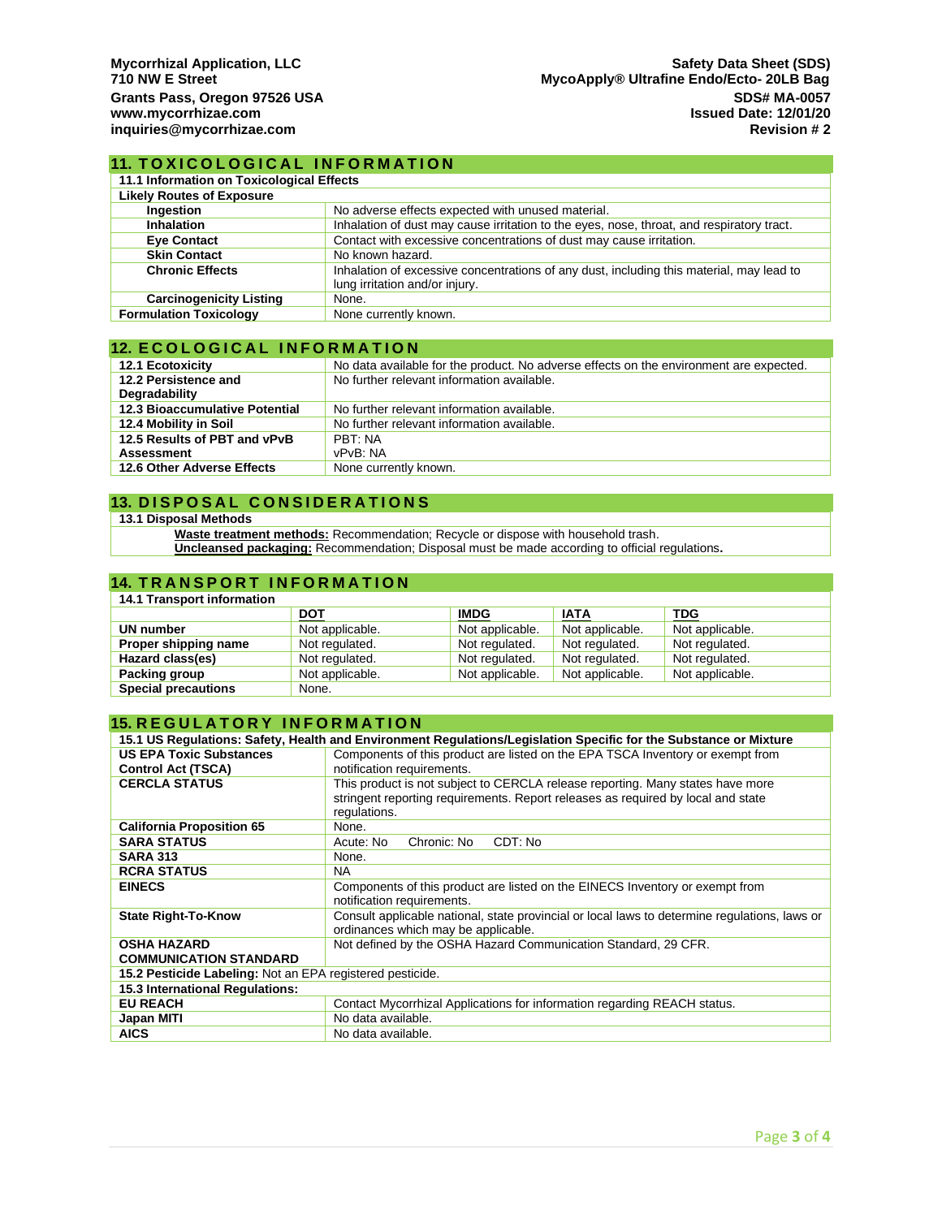Mycorrhizal Application, LLC
710 NW E Street
Grants Pass, Oregon 97526 USA
www.mycorrhizae.com
inquiries@mycorrhizae.com

Safety Data Sheet (SDS)
MycoApply® Ultrafine Endo/Ecto- 20LB Bag
SDS# MA-0057
Issued Date: 12/01/20
Revision # 2

## 11. TOXICOLOGICAL INFORMATION

**11.1 Information on Toxicological Effects**

| **Likely Routes of Exposure** | |
|---|---|
| **Ingestion** | No adverse effects expected with unused material. |
| **Inhalation** | Inhalation of dust may cause irritation to the eyes, nose, throat, and respiratory tract. |
| **Eye Contact** | Contact with excessive concentrations of dust may cause irritation. |
| **Skin Contact** | No known hazard. |
| **Chronic Effects** | Inhalation of excessive concentrations of any dust, including this material, may lead to lung irritation and/or injury. |
| **Carcinogenicity Listing** | None. |
| **Formulation Toxicology** | None currently known. |

## 12. ECOLOGICAL INFORMATION

| | |
|---|---|
| **12.1 Ecotoxicity** | No data available for the product. No adverse effects on the environment are expected. |
| **12.2 Persistence and Degradability** | No further relevant information available. |
| **12.3 Bioaccumulative Potential** | No further relevant information available. |
| **12.4 Mobility in Soil** | No further relevant information available. |
| **12.5 Results of PBT and vPvB Assessment** | PBT: NA<br>vPvB: NA |
| **12.6 Other Adverse Effects** | None currently known. |

## 13. DISPOSAL CONSIDERATIONS

**13.1 Disposal Methods**

**Waste treatment methods:** Recommendation; Recycle or dispose with household trash.
**Uncleansed packaging:** Recommendation; Disposal must be made according to official regulations**.**

## 14. TRANSPORT INFORMATION

**14.1 Transport information**

| | **DOT** | **IMDG** | **IATA** | **TDG** |
|---|---|---|---|---|
| **UN number** | Not applicable. | Not applicable. | Not applicable. | Not applicable. |
| **Proper shipping name** | Not regulated. | Not regulated. | Not regulated. | Not regulated. |
| **Hazard class(es)** | Not regulated. | Not regulated. | Not regulated. | Not regulated. |
| **Packing group** | Not applicable. | Not applicable. | Not applicable. | Not applicable. |
| **Special precautions** | None. | | | |

## 15. REGULATORY INFORMATION

**15.1 US Regulations: Safety, Health and Environment Regulations/Legislation Specific for the Substance or Mixture**

| | |
|---|---|
| **US EPA Toxic Substances Control Act (TSCA)** | Components of this product are listed on the EPA TSCA Inventory or exempt from notification requirements. |
| **CERCLA STATUS** | This product is not subject to CERCLA release reporting. Many states have more stringent reporting requirements. Report releases as required by local and state regulations. |
| **California Proposition 65** | None. |
| **SARA STATUS** | Acute: No Chronic: No CDT: No |
| **SARA 313** | None. |
| **RCRA STATUS** | NA |
| **EINECS** | Components of this product are listed on the EINECS Inventory or exempt from notification requirements. |
| **State Right-To-Know** | Consult applicable national, state provincial or local laws to determine regulations, laws or ordinances which may be applicable. |
| **OSHA HAZARD COMMUNICATION STANDARD** | Not defined by the OSHA Hazard Communication Standard, 29 CFR. |

**15.2 Pesticide Labeling:** Not an EPA registered pesticide.

**15.3 International Regulations:**

| | |
|---|---|
| **EU REACH** | Contact Mycorrhizal Applications for information regarding REACH status. |
| **Japan MITI** | No data available. |
| **AICS** | No data available. |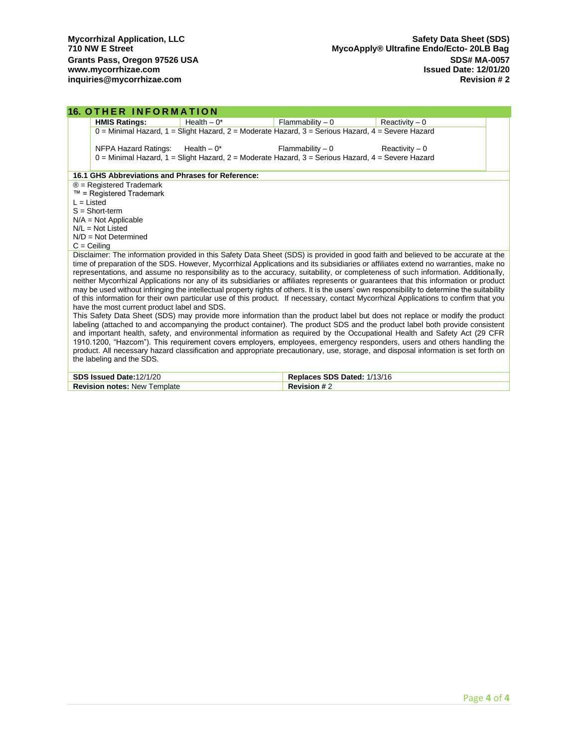## 16. OTHER INFORMATION

| | | | |
|---|---|---|---|
| **HMIS Ratings:** | Health – 0* | Flammability – 0 | Reactivity – 0 |

0 = Minimal Hazard, 1 = Slight Hazard, 2 = Moderate Hazard, 3 = Serious Hazard, 4 = Severe Hazard

| | | | |
|---|---|---|---|
| NFPA Hazard Ratings: | Health – 0* | Flammability – 0 | Reactivity – 0 |

0 = Minimal Hazard, 1 = Slight Hazard, 2 = Moderate Hazard, 3 = Serious Hazard, 4 = Severe Hazard

### 16.1 GHS Abbreviations and Phrases for Reference:

® = Registered Trademark
™ = Registered Trademark
L = Listed
S = Short-term
N/A = Not Applicable
N/L = Not Listed
N/D = Not Determined
C = Ceiling

Disclaimer: The information provided in this Safety Data Sheet (SDS) is provided in good faith and believed to be accurate at the time of preparation of the SDS. However, Mycorrhizal Applications and its subsidiaries or affiliates extend no warranties, make no representations, and assume no responsibility as to the accuracy, suitability, or completeness of such information. Additionally, neither Mycorrhizal Applications nor any of its subsidiaries or affiliates represents or guarantees that this information or product may be used without infringing the intellectual property rights of others. It is the users' own responsibility to determine the suitability of this information for their own particular use of this product. If necessary, contact Mycorrhizal Applications to confirm that you have the most current product label and SDS.

This Safety Data Sheet (SDS) may provide more information than the product label but does not replace or modify the product labeling (attached to and accompanying the product container). The product SDS and the product label both provide consistent and important health, safety, and environmental information as required by the Occupational Health and Safety Act (29 CFR 1910.1200, "Hazcom"). This requirement covers employers, employees, emergency responders, users and others handling the product. All necessary hazard classification and appropriate precautionary, use, storage, and disposal information is set forth on the labeling and the SDS.

| | |
|---|---|
| **SDS Issued Date:** 12/1/20 | **Replaces SDS Dated:** 1/13/16 |
| **Revision notes:** New Template | **Revision #** 2 |